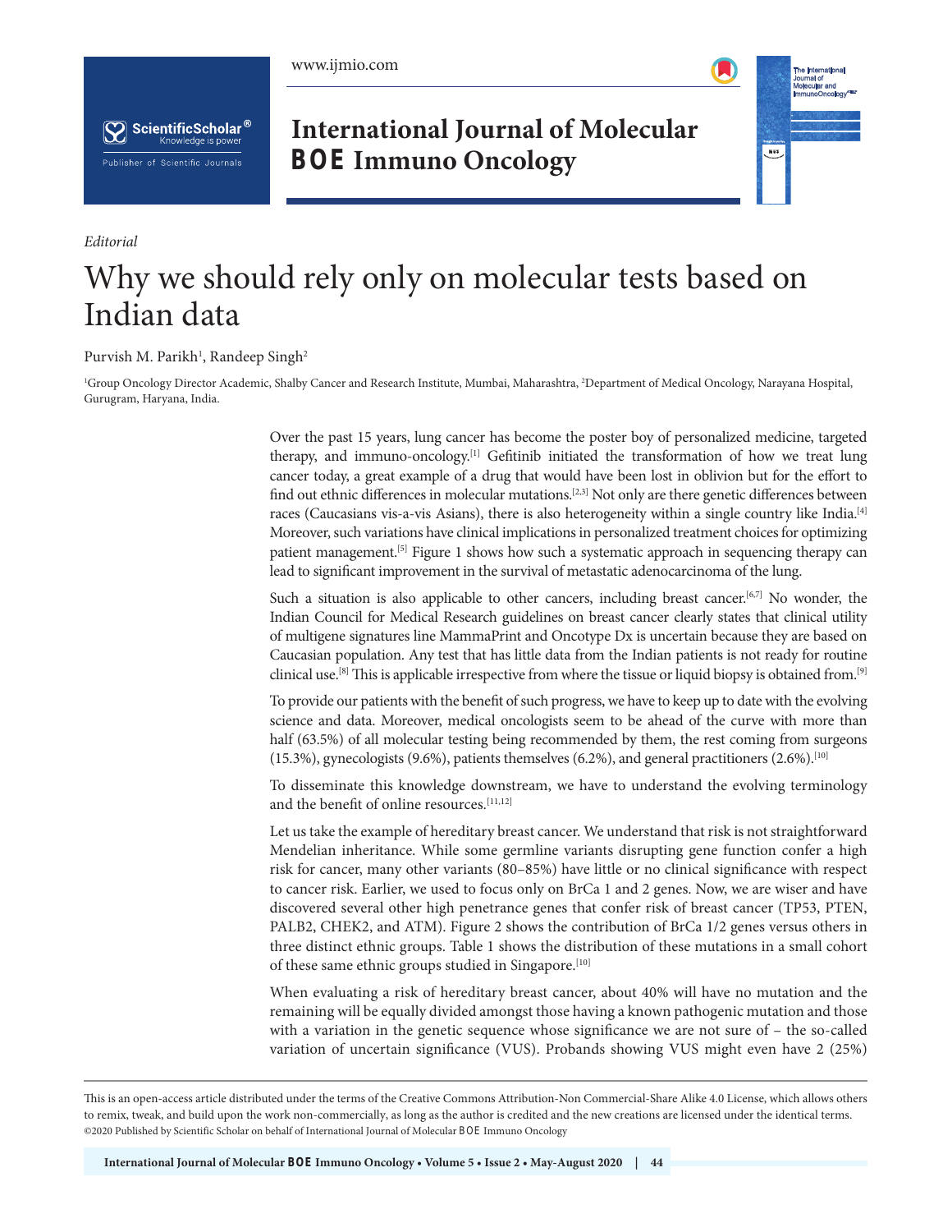*Editorial*

# Why we should rely only on molecular tests based on Indian data

Purvish M. Parikh[1], Randeep Singh[2]

[1]Group Oncology Director Academic, Shalby Cancer and Research Institute, Mumbai, Maharashtra, [2]Department of Medical Oncology, Narayana Hospital, Gurugram, Haryana, India.

Over the past 15 years, lung cancer has become the poster boy of personalized medicine, targeted therapy, and immuno-oncology.[1] Gefitinib initiated the transformation of how we treat lung cancer today, a great example of a drug that would have been lost in oblivion but for the effort to find out ethnic differences in molecular mutations.[2,3] Not only are there genetic differences between races (Caucasians vis-a-vis Asians), there is also heterogeneity within a single country like India.[4] Moreover, such variations have clinical implications in personalized treatment choices for optimizing patient management.[5] Figure 1 shows how such a systematic approach in sequencing therapy can lead to significant improvement in the survival of metastatic adenocarcinoma of the lung.

Such a situation is also applicable to other cancers, including breast cancer.[6,7] No wonder, the Indian Council for Medical Research guidelines on breast cancer clearly states that clinical utility of multigene signatures line MammaPrint and Oncotype Dx is uncertain because they are based on Caucasian population. Any test that has little data from the Indian patients is not ready for routine clinical use.[8] This is applicable irrespective from where the tissue or liquid biopsy is obtained from.[9]

To provide our patients with the benefit of such progress, we have to keep up to date with the evolving science and data. Moreover, medical oncologists seem to be ahead of the curve with more than half (63.5%) of all molecular testing being recommended by them, the rest coming from surgeons (15.3%), gynecologists (9.6%), patients themselves (6.2%), and general practitioners (2.6%).[10]

To disseminate this knowledge downstream, we have to understand the evolving terminology and the benefit of online resources.[11,12]

Let us take the example of hereditary breast cancer. We understand that risk is not straightforward Mendelian inheritance. While some germline variants disrupting gene function confer a high risk for cancer, many other variants (80–85%) have little or no clinical significance with respect to cancer risk. Earlier, we used to focus only on BrCa 1 and 2 genes. Now, we are wiser and have discovered several other high penetrance genes that confer risk of breast cancer (TP53, PTEN, PALB2, CHEK2, and ATM). Figure 2 shows the contribution of BrCa 1/2 genes versus others in three distinct ethnic groups. Table 1 shows the distribution of these mutations in a small cohort of these same ethnic groups studied in Singapore.[10]

When evaluating a risk of hereditary breast cancer, about 40% will have no mutation and the remaining will be equally divided amongst those having a known pathogenic mutation and those with a variation in the genetic sequence whose significance we are not sure of – the so-called variation of uncertain significance (VUS). Probands showing VUS might even have 2 (25%)

This is an open-access article distributed under the terms of the Creative Commons Attribution-Non Commercial-Share Alike 4.0 License, which allows others to remix, tweak, and build upon the work non-commercially, as long as the author is credited and the new creations are licensed under the identical terms.
©2020 Published by Scientific Scholar on behalf of International Journal of Molecular and Immuno Oncology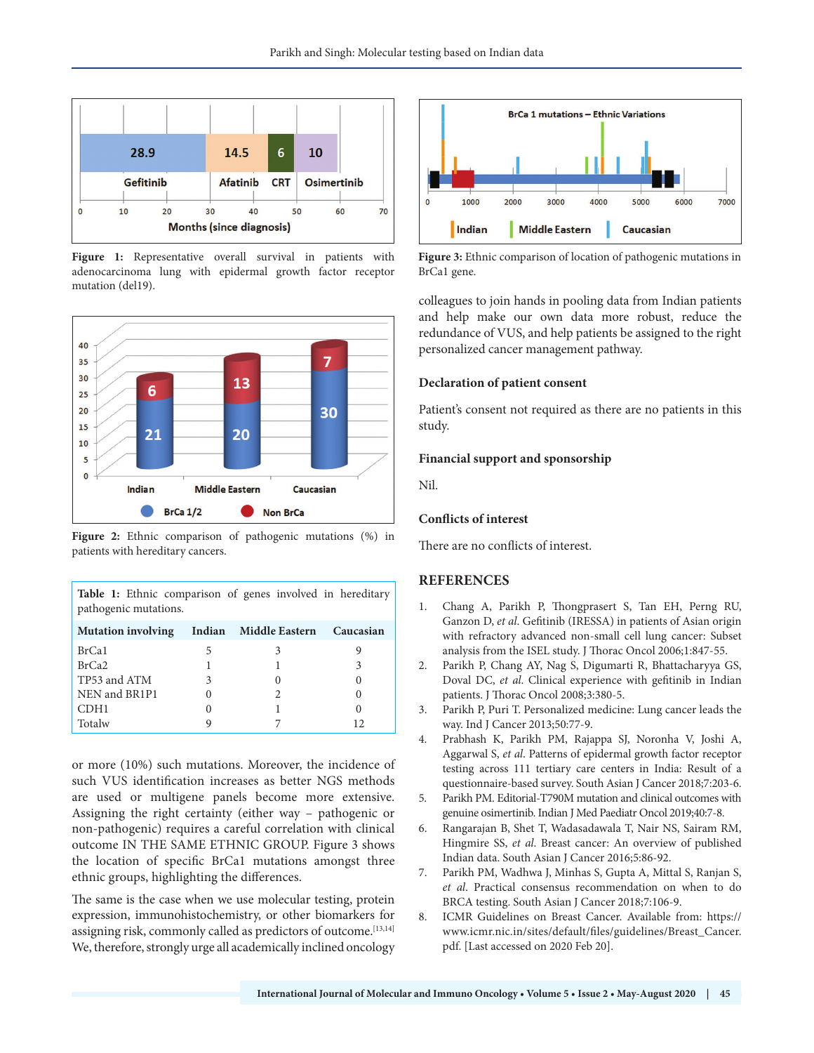Figure 1: Representative overall survival in patients with adenocarcinoma lung with epidermal growth factor receptor mutation (del19).

Figure 2: Ethnic comparison of pathogenic mutations (%) in patients with hereditary cancers.

**Table 1:** Ethnic comparison of genes involved in hereditary pathogenic mutations.

| Mutation involving | Indian | Middle Eastern | Caucasian |
|---|---|---|---|
| BrCa1 | 5 | 3 | 9 |
| BrCa2 | 1 | 1 | 3 |
| TP53 and ATM | 3 | 0 | 0 |
| NEN and BR1P1 | 0 | 2 | 0 |
| CDH1 | 0 | 1 | 0 |
| Totalw | 9 | 7 | 12 |

or more (10%) such mutations. Moreover, the incidence of such VUS identification increases as better NGS methods are used or multigene panels become more extensive. Assigning the right certainty (either way – pathogenic or non-pathogenic) requires a careful correlation with clinical outcome IN THE SAME ETHNIC GROUP. Figure 3 shows the location of specific BrCa1 mutations amongst three ethnic groups, highlighting the differences.

The same is the case when we use molecular testing, protein expression, immunohistochemistry, or other biomarkers for assigning risk, commonly called as predictors of outcome.[13,14] We, therefore, strongly urge all academically inclined oncology colleagues to join hands in pooling data from Indian patients and help make our own data more robust, reduce the redundance of VUS, and help patients be assigned to the right personalized cancer management pathway.

Figure 3: Ethnic comparison of location of pathogenic mutations in BrCa1 gene.

## Declaration of patient consent

Patient's consent not required as there are no patients in this study.

## Financial support and sponsorship

Nil.

## Conflicts of interest

There are no conflicts of interest.

## REFERENCES

1. Chang A, Parikh P, Thongprasert S, Tan EH, Perng RU, Ganzon D, *et al*. Gefitinib (IRESSA) in patients of Asian origin with refractory advanced non-small cell lung cancer: Subset analysis from the ISEL study. J Thorac Oncol 2006;1:847-55.
2. Parikh P, Chang AY, Nag S, Digumarti R, Bhattacharyya GS, Doval DC, *et al*. Clinical experience with gefitinib in Indian patients. J Thorac Oncol 2008;3:380-5.
3. Parikh P, Puri T. Personalized medicine: Lung cancer leads the way. Ind J Cancer 2013;50:77-9.
4. Prabhash K, Parikh PM, Rajappa SJ, Noronha V, Joshi A, Aggarwal S, *et al*. Patterns of epidermal growth factor receptor testing across 111 tertiary care centers in India: Result of a questionnaire-based survey. South Asian J Cancer 2018;7:203-6.
5. Parikh PM. Editorial-T790M mutation and clinical outcomes with genuine osimertinib. Indian J Med Paediatr Oncol 2019;40:7-8.
6. Rangarajan B, Shet T, Wadasadawala T, Nair NS, Sairam RM, Hingmire SS, *et al*. Breast cancer: An overview of published Indian data. South Asian J Cancer 2016;5:86-92.
7. Parikh PM, Wadhwa J, Minhas S, Gupta A, Mittal S, Ranjan S, *et al*. Practical consensus recommendation on when to do BRCA testing. South Asian J Cancer 2018;7:106-9.
8. ICMR Guidelines on Breast Cancer. Available from: https://www.icmr.nic.in/sites/default/files/guidelines/Breast_Cancer.pdf. [Last accessed on 2020 Feb 20].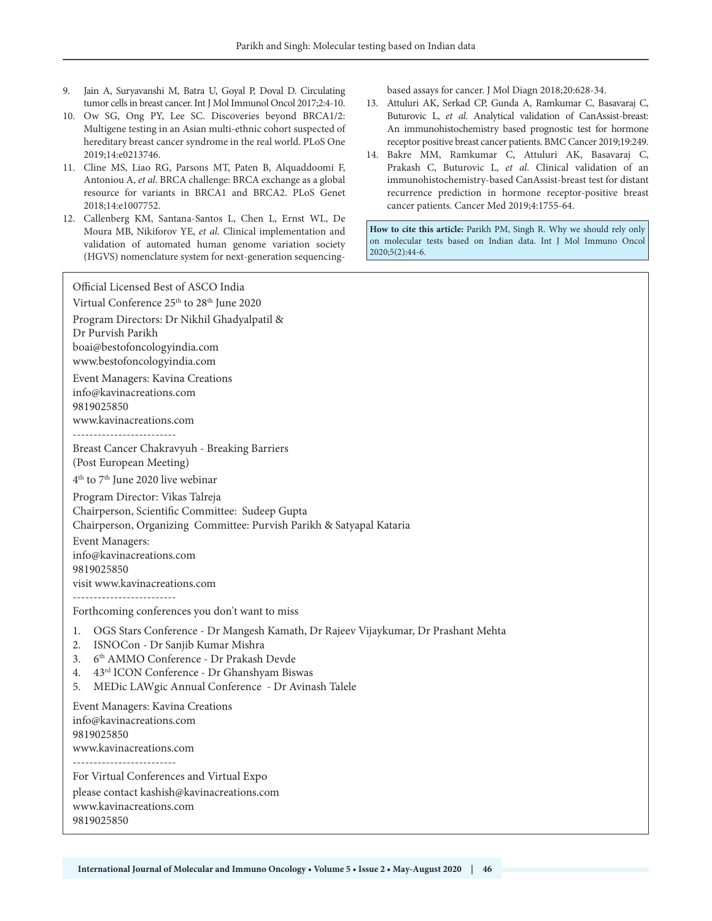9. Jain A, Suryavanshi M, Batra U, Goyal P, Doval D. Circulating tumor cells in breast cancer. Int J Mol Immunol Oncol 2017;2:4-10.
10. Ow SG, Ong PY, Lee SC. Discoveries beyond BRCA1/2: Multigene testing in an Asian multi-ethnic cohort suspected of hereditary breast cancer syndrome in the real world. PLoS One 2019;14:e0213746.
11. Cline MS, Liao RG, Parsons MT, Paten B, Alquaddoomi F, Antoniou A, *et al*. BRCA challenge: BRCA exchange as a global resource for variants in BRCA1 and BRCA2. PLoS Genet 2018;14:e1007752.
12. Callenberg KM, Santana-Santos L, Chen L, Ernst WL, De Moura MB, Nikiforov YE, *et al*. Clinical implementation and validation of automated human genome variation society (HGVS) nomenclature system for next-generation sequencing-based assays for cancer. J Mol Diagn 2018;20:628-34.
13. Attuluri AK, Serkad CP, Gunda A, Ramkumar C, Basavaraj C, Buturovic L, *et al*. Analytical validation of CanAssist-breast: An immunohistochemistry based prognostic test for hormone receptor positive breast cancer patients. BMC Cancer 2019;19:249.
14. Bakre MM, Ramkumar C, Attuluri AK, Basavaraj C, Prakash C, Buturovic L, *et al*. Clinical validation of an immunohistochemistry-based CanAssist-breast test for distant recurrence prediction in hormone receptor-positive breast cancer patients. Cancer Med 2019;4:1755-64.

**How to cite this article:** Parikh PM, Singh R. Why we should rely only on molecular tests based on Indian data. Int J Mol Immuno Oncol 2020;5(2):44-6.

Official Licensed Best of ASCO India
Virtual Conference 25th to 28th June 2020
Program Directors: Dr Nikhil Ghadyalpatil & Dr Purvish Parikh
boai@bestofoncologyindia.com
www.bestofoncologyindia.com
Event Managers: Kavina Creations
info@kavinacreations.com
9819025850
www.kavinacreations.com

-------------------------

Breast Cancer Chakravyuh - Breaking Barriers
(Post European Meeting)
4th to 7th June 2020 live webinar
Program Director: Vikas Talreja
Chairperson, Scientific Committee: Sudeep Gupta
Chairperson, Organizing Committee: Purvish Parikh & Satyapal Kataria
Event Managers:
info@kavinacreations.com
9819025850
visit www.kavinacreations.com

-------------------------

Forthcoming conferences you don't want to miss

1. OGS Stars Conference - Dr Mangesh Kamath, Dr Rajeev Vijaykumar, Dr Prashant Mehta
2. ISNOCon - Dr Sanjib Kumar Mishra
3. 6th AMMO Conference - Dr Prakash Devde
4. 43rd ICON Conference - Dr Ghanshyam Biswas
5. MEDic LAWgic Annual Conference - Dr Avinash Talele

Event Managers: Kavina Creations
info@kavinacreations.com
9819025850
www.kavinacreations.com

-------------------------

For Virtual Conferences and Virtual Expo
please contact kashish@kavinacreations.com
www.kavinacreations.com
9819025850